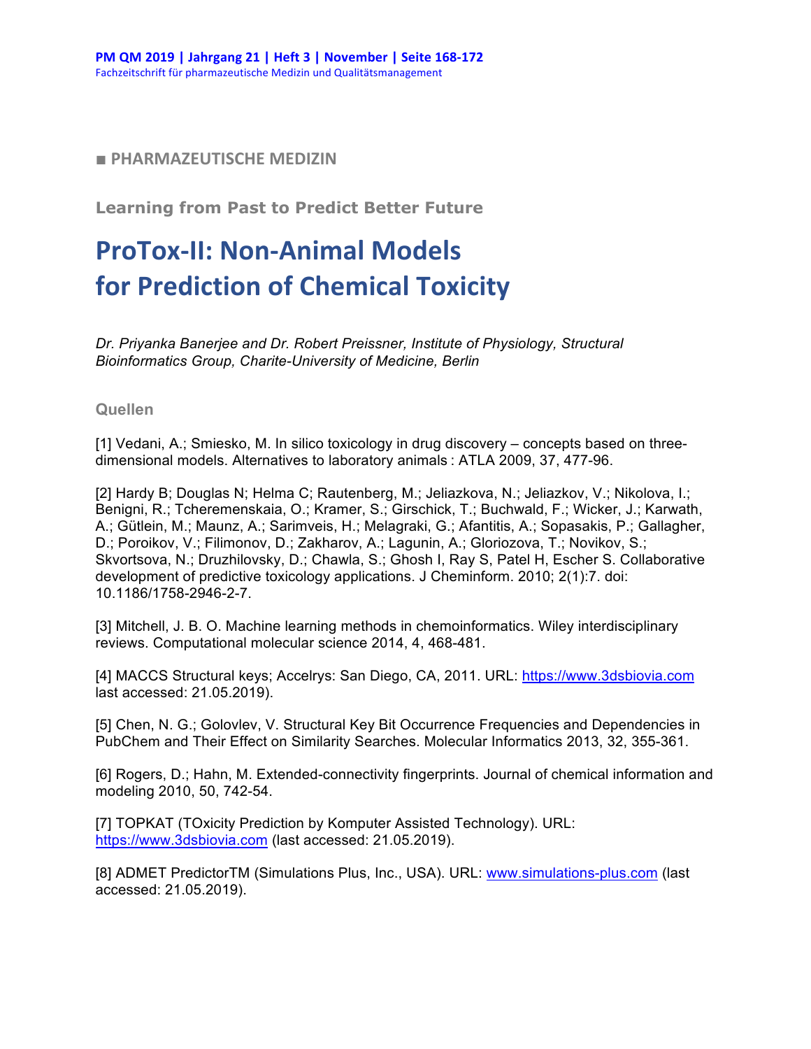■ PHARMAZEUTISCHE MEDIZIN

**Learning from Past to Predict Better Future**

# ProTox-II: Non-Animal Models for Prediction of Chemical Toxicity

*Dr. Priyanka Banerjee and Dr. Robert Preissner, Institute of Physiology, Structural Bioinformatics Group, Charite-University of Medicine, Berlin*

## Quellen

[1] Vedani, A.; Smiesko, M. In silico toxicology in drug discovery – concepts based on three-dimensional models. Alternatives to laboratory animals : ATLA 2009, 37, 477-96.

[2] Hardy B; Douglas N; Helma C; Rautenberg, M.; Jeliazkova, N.; Jeliazkov, V.; Nikolova, I.; Benigni, R.; Tcheremenskaia, O.; Kramer, S.; Girschick, T.; Buchwald, F.; Wicker, J.; Karwath, A.; Gütlein, M.; Maunz, A.; Sarimveis, H.; Melagraki, G.; Afantitis, A.; Sopasakis, P.; Gallagher, D.; Poroikov, V.; Filimonov, D.; Zakharov, A.; Lagunin, A.; Gloriozova, T.; Novikov, S.; Skvortsova, N.; Druzhilovsky, D.; Chawla, S.; Ghosh I, Ray S, Patel H, Escher S. Collaborative development of predictive toxicology applications. J Cheminform. 2010; 2(1):7. doi: 10.1186/1758-2946-2-7.

[3] Mitchell, J. B. O. Machine learning methods in chemoinformatics. Wiley interdisciplinary reviews. Computational molecular science 2014, 4, 468-481.

[4] MACCS Structural keys; Accelrys: San Diego, CA, 2011. URL: https://www.3dsbiovia.com last accessed: 21.05.2019).

[5] Chen, N. G.; Golovlev, V. Structural Key Bit Occurrence Frequencies and Dependencies in PubChem and Their Effect on Similarity Searches. Molecular Informatics 2013, 32, 355-361.

[6] Rogers, D.; Hahn, M. Extended-connectivity fingerprints. Journal of chemical information and modeling 2010, 50, 742-54.

[7] TOPKAT (TOxicity Prediction by Komputer Assisted Technology). URL: https://www.3dsbiovia.com (last accessed: 21.05.2019).

[8] ADMET PredictorTM (Simulations Plus, Inc., USA). URL: www.simulations-plus.com (last accessed: 21.05.2019).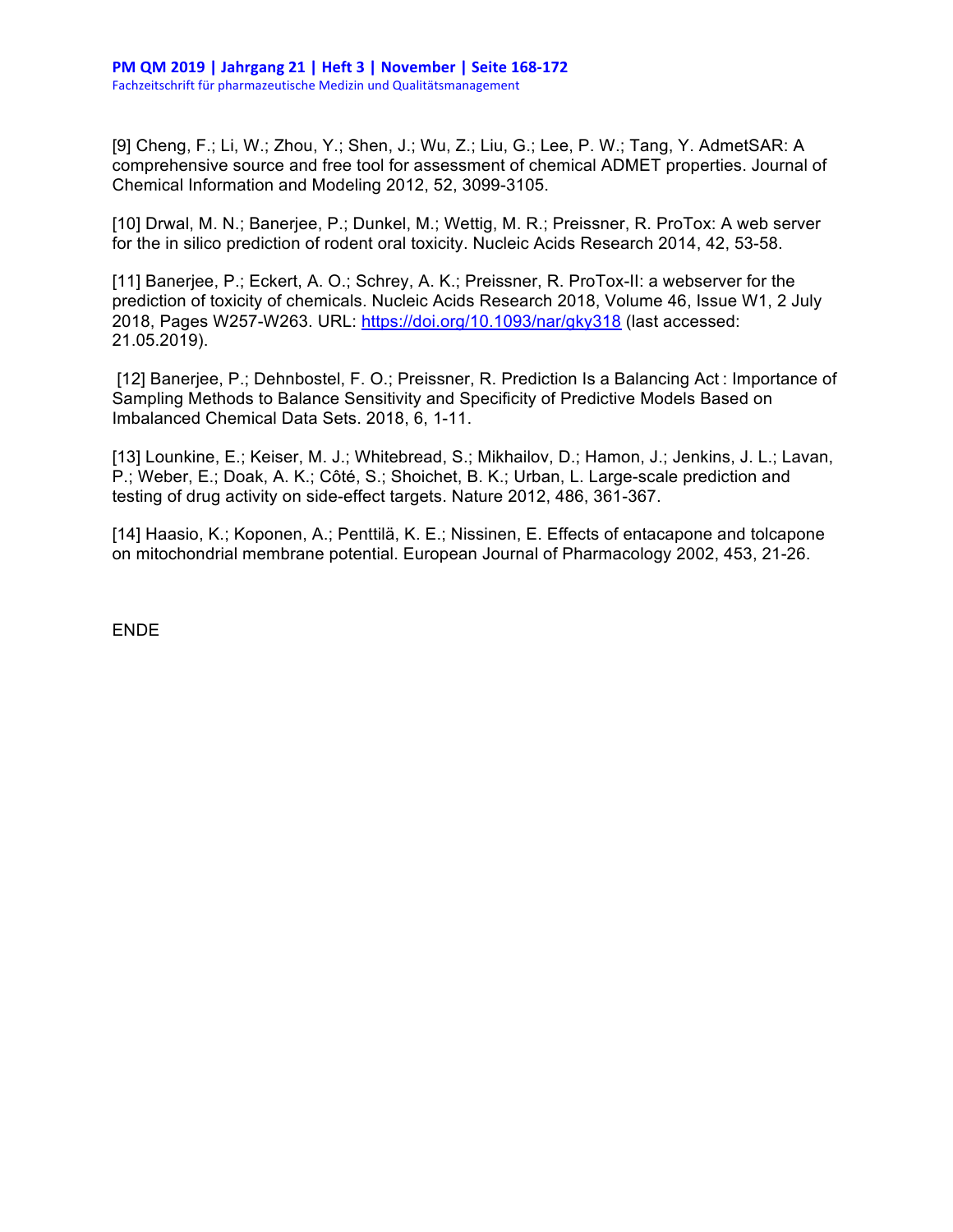[9] Cheng, F.; Li, W.; Zhou, Y.; Shen, J.; Wu, Z.; Liu, G.; Lee, P. W.; Tang, Y. AdmetSAR: A comprehensive source and free tool for assessment of chemical ADMET properties. Journal of Chemical Information and Modeling 2012, 52, 3099-3105.

[10] Drwal, M. N.; Banerjee, P.; Dunkel, M.; Wettig, M. R.; Preissner, R. ProTox: A web server for the in silico prediction of rodent oral toxicity. Nucleic Acids Research 2014, 42, 53-58.

[11] Banerjee, P.; Eckert, A. O.; Schrey, A. K.; Preissner, R. ProTox-II: a webserver for the prediction of toxicity of chemicals. Nucleic Acids Research 2018, Volume 46, Issue W1, 2 July 2018, Pages W257-W263. URL: https://doi.org/10.1093/nar/gky318 (last accessed: 21.05.2019).

[12] Banerjee, P.; Dehnbostel, F. O.; Preissner, R. Prediction Is a Balancing Act : Importance of Sampling Methods to Balance Sensitivity and Specificity of Predictive Models Based on Imbalanced Chemical Data Sets. 2018, 6, 1-11.

[13] Lounkine, E.; Keiser, M. J.; Whitebread, S.; Mikhailov, D.; Hamon, J.; Jenkins, J. L.; Lavan, P.; Weber, E.; Doak, A. K.; Côté, S.; Shoichet, B. K.; Urban, L. Large-scale prediction and testing of drug activity on side-effect targets. Nature 2012, 486, 361-367.

[14] Haasio, K.; Koponen, A.; Penttilä, K. E.; Nissinen, E. Effects of entacapone and tolcapone on mitochondrial membrane potential. European Journal of Pharmacology 2002, 453, 21-26.

ENDE